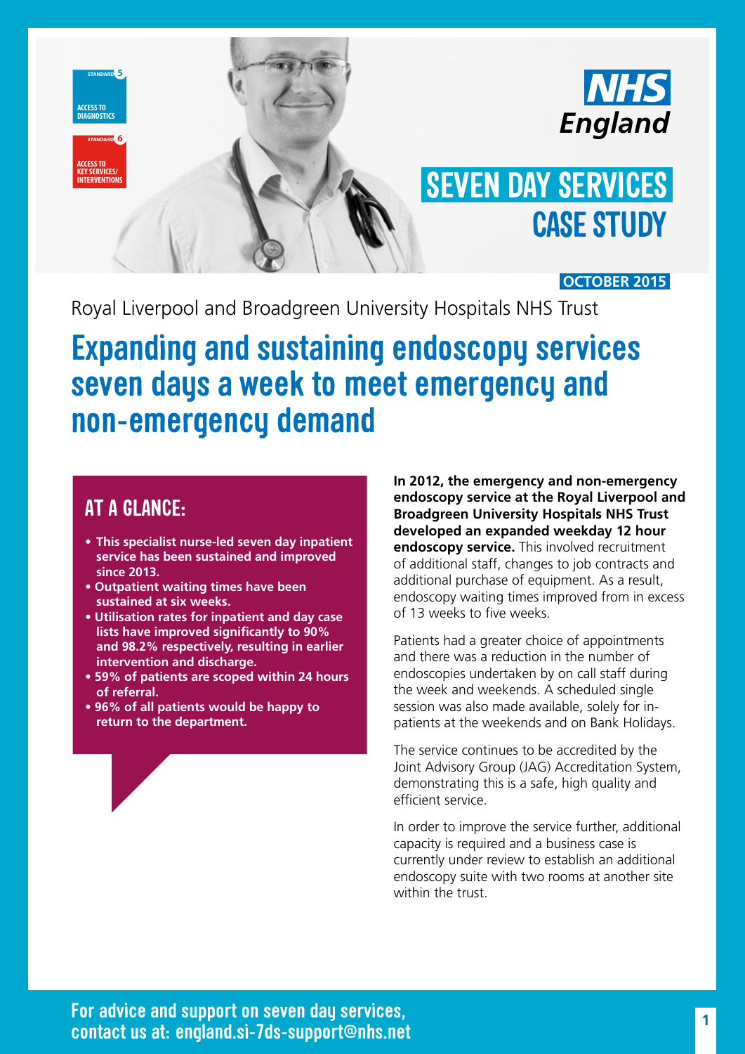STANDARD 5
ACCESS TO DIAGNOSTICS

STANDARD 6
ACCESS TO KEY SERVICES/ INTERVENTIONS

NHS England

# SEVEN DAY SERVICES CASE STUDY

**OCTOBER 2015**

Royal Liverpool and Broadgreen University Hospitals NHS Trust

# Expanding and sustaining endoscopy services seven days a week to meet emergency and non-emergency demand

## AT A GLANCE:

- **This specialist nurse-led seven day inpatient service has been sustained and improved since 2013.**
- **Outpatient waiting times have been sustained at six weeks.**
- **Utilisation rates for inpatient and day case lists have improved significantly to 90% and 98.2% respectively, resulting in earlier intervention and discharge.**
- **59% of patients are scoped within 24 hours of referral.**
- **96% of all patients would be happy to return to the department.**

**In 2012, the emergency and non-emergency endoscopy service at the Royal Liverpool and Broadgreen University Hospitals NHS Trust developed an expanded weekday 12 hour endoscopy service.** This involved recruitment of additional staff, changes to job contracts and additional purchase of equipment. As a result, endoscopy waiting times improved from in excess of 13 weeks to five weeks.

Patients had a greater choice of appointments and there was a reduction in the number of endoscopies undertaken by on call staff during the week and weekends. A scheduled single session was also made available, solely for in-patients at the weekends and on Bank Holidays.

The service continues to be accredited by the Joint Advisory Group (JAG) Accreditation System, demonstrating this is a safe, high quality and efficient service.

In order to improve the service further, additional capacity is required and a business case is currently under review to establish an additional endoscopy suite with two rooms at another site within the trust.

For advice and support on seven day services, contact us at: england.si-7ds-support@nhs.net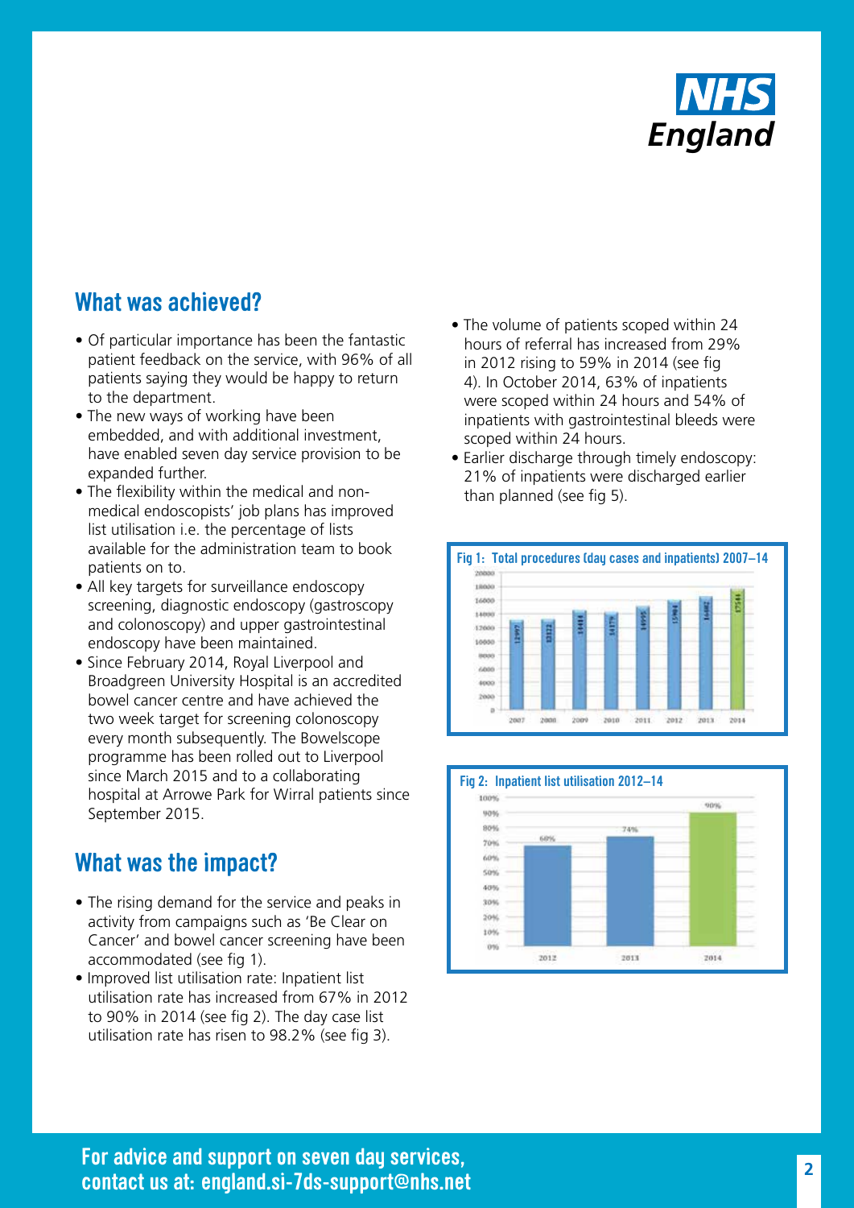## What was achieved?

- Of particular importance has been the fantastic patient feedback on the service, with 96% of all patients saying they would be happy to return to the department.
- The new ways of working have been embedded, and with additional investment, have enabled seven day service provision to be expanded further.
- The flexibility within the medical and non-medical endoscopists' job plans has improved list utilisation i.e. the percentage of lists available for the administration team to book patients on to.
- All key targets for surveillance endoscopy screening, diagnostic endoscopy (gastroscopy and colonoscopy) and upper gastrointestinal endoscopy have been maintained.
- Since February 2014, Royal Liverpool and Broadgreen University Hospital is an accredited bowel cancer centre and have achieved the two week target for screening colonoscopy every month subsequently. The Bowelscope programme has been rolled out to Liverpool since March 2015 and to a collaborating hospital at Arrowe Park for Wirral patients since September 2015.

## What was the impact?

- The rising demand for the service and peaks in activity from campaigns such as 'Be Clear on Cancer' and bowel cancer screening have been accommodated (see fig 1).
- Improved list utilisation rate: Inpatient list utilisation rate has increased from 67% in 2012 to 90% in 2014 (see fig 2). The day case list utilisation rate has risen to 98.2% (see fig 3).
- The volume of patients scoped within 24 hours of referral has increased from 29% in 2012 rising to 59% in 2014 (see fig 4). In October 2014, 63% of inpatients were scoped within 24 hours and 54% of inpatients with gastrointestinal bleeds were scoped within 24 hours.
- Earlier discharge through timely endoscopy: 21% of inpatients were discharged earlier than planned (see fig 5).

**Fig 1: Total procedures (day cases and inpatients) 2007–14**

| Year | Total procedures |
|---|---|
| 2007 | 12997 |
| 2008 | 13122 |
| 2009 | 14414 |
| 2010 | 14179 |
| 2011 | 14995 |
| 2012 | 15904 |
| 2013 | 16402 |
| 2014 | 17544 |

**Fig 2: Inpatient list utilisation 2012–14**

| Year | Utilisation |
|---|---|
| 2012 | 68% |
| 2013 | 74% |
| 2014 | 90% |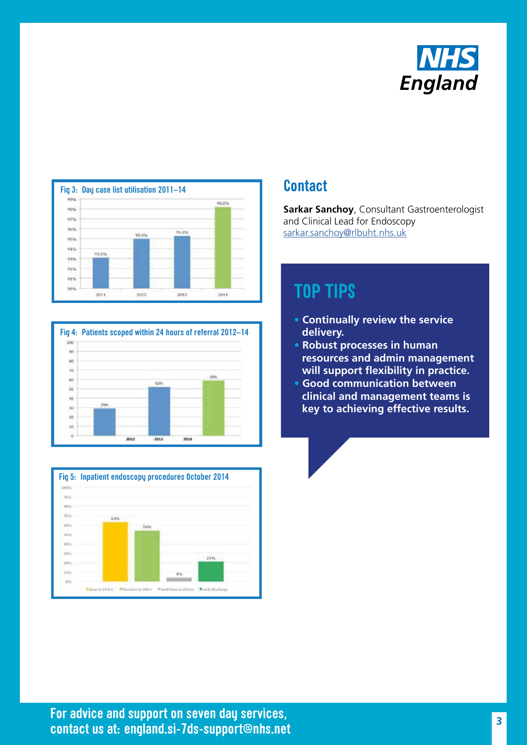Fig 3: Day case list utilisation 2011–14

99%
98%
97%
96%
95%
94%
93%
92%
91%
90%

93.1%
95.0%
95.3%
98.2%

2011
2012
2013
2014

Fig 4: Patients scoped within 24 hours of referral 2012–14

100
90
80
70
60
50
40
30
20
10
0

29%
52%
59%

2012
2013
2014

Fig 5: Inpatient endoscopy procedures October 2014

100%
90%
80%
70%
60%
50%
40%
30%
20%
10%
0%

63%
54%
4%
21%

## Contact

**Sarkar Sanchoy**, Consultant Gastroenterologist and Clinical Lead for Endoscopy
sarkar.sanchoy@rlbuht.nhs.uk

## TOP TIPS

- **Continually review the service delivery.**
- **Robust processes in human resources and admin management will support flexibility in practice.**
- **Good communication between clinical and management teams is key to achieving effective results.**

**For advice and support on seven day services, contact us at: england.si-7ds-support@nhs.net**